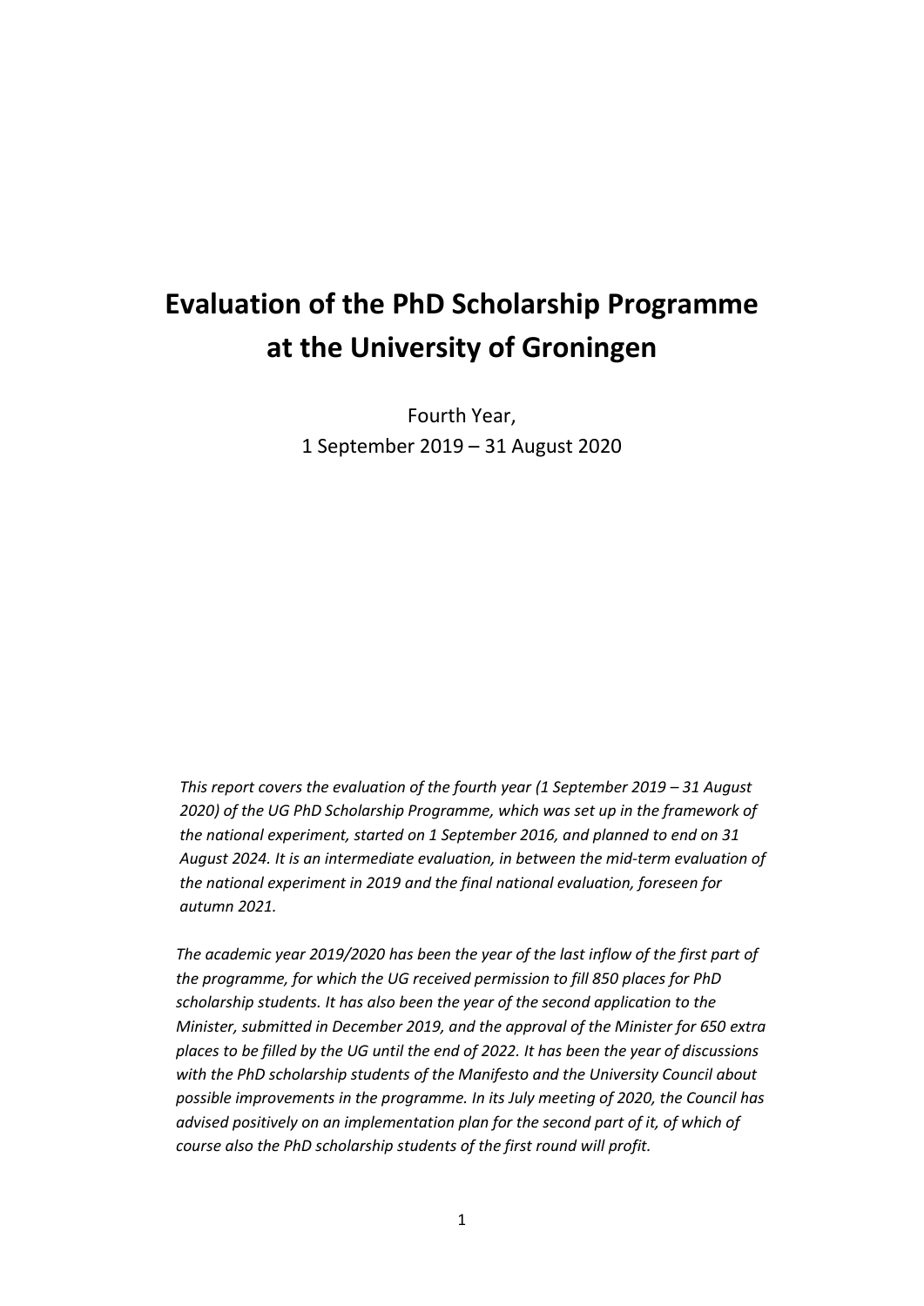# Evaluation of the PhD Scholarship Programme at the University of Groningen

Fourth Year,
1 September 2019 – 31 August 2020

*This report covers the evaluation of the fourth year (1 September 2019 – 31 August 2020) of the UG PhD Scholarship Programme, which was set up in the framework of the national experiment, started on 1 September 2016, and planned to end on 31 August 2024. It is an intermediate evaluation, in between the mid-term evaluation of the national experiment in 2019 and the final national evaluation, foreseen for autumn 2021.*

*The academic year 2019/2020 has been the year of the last inflow of the first part of the programme, for which the UG received permission to fill 850 places for PhD scholarship students. It has also been the year of the second application to the Minister, submitted in December 2019, and the approval of the Minister for 650 extra places to be filled by the UG until the end of 2022. It has been the year of discussions with the PhD scholarship students of the Manifesto and the University Council about possible improvements in the programme. In its July meeting of 2020, the Council has advised positively on an implementation plan for the second part of it, of which of course also the PhD scholarship students of the first round will profit.*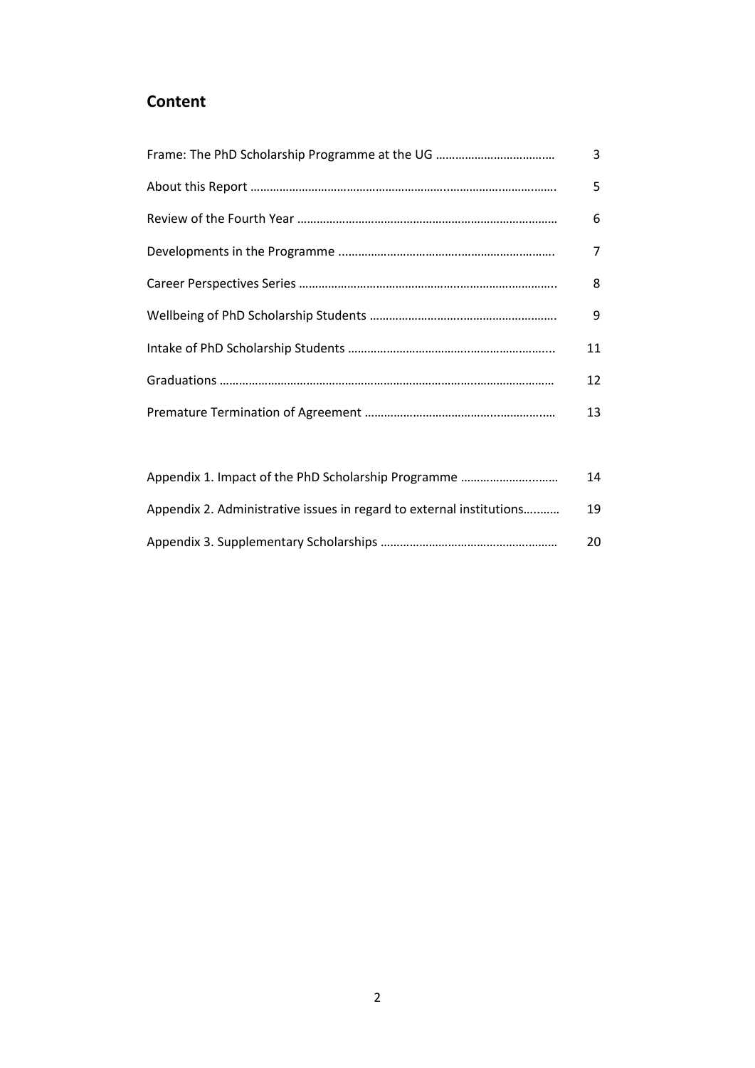## Content

| | |
|---|---|
| Frame: The PhD Scholarship Programme at the UG | 3 |
| About this Report | 5 |
| Review of the Fourth Year | 6 |
| Developments in the Programme | 7 |
| Career Perspectives Series | 8 |
| Wellbeing of PhD Scholarship Students | 9 |
| Intake of PhD Scholarship Students | 11 |
| Graduations | 12 |
| Premature Termination of Agreement | 13 |
| | |
| Appendix 1. Impact of the PhD Scholarship Programme | 14 |
| Appendix 2. Administrative issues in regard to external institutions | 19 |
| Appendix 3. Supplementary Scholarships | 20 |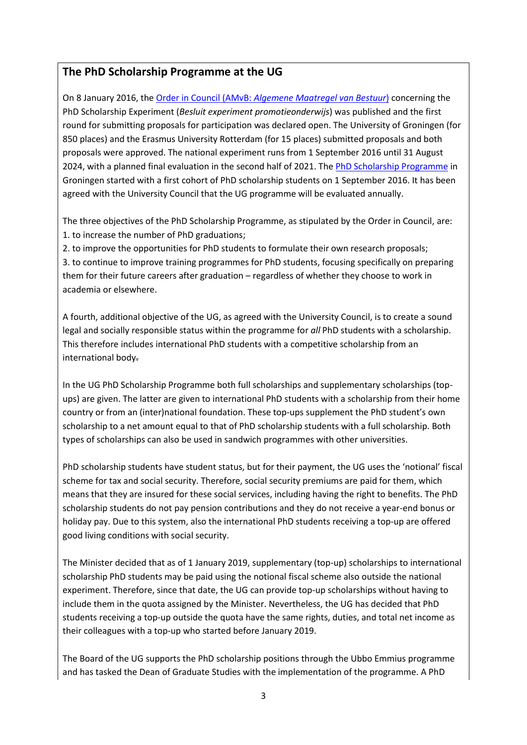## The PhD Scholarship Programme at the UG

On 8 January 2016, the Order in Council (AMvB: *Algemene Maatregel van Bestuur*) concerning the PhD Scholarship Experiment (*Besluit experiment promotieonderwijs*) was published and the first round for submitting proposals for participation was declared open. The University of Groningen (for 850 places) and the Erasmus University Rotterdam (for 15 places) submitted proposals and both proposals were approved. The national experiment runs from 1 September 2016 until 31 August 2024, with a planned final evaluation in the second half of 2021. The PhD Scholarship Programme in Groningen started with a first cohort of PhD scholarship students on 1 September 2016. It has been agreed with the University Council that the UG programme will be evaluated annually.

The three objectives of the PhD Scholarship Programme, as stipulated by the Order in Council, are:
1. to increase the number of PhD graduations;
2. to improve the opportunities for PhD students to formulate their own research proposals;
3. to continue to improve training programmes for PhD students, focusing specifically on preparing them for their future careers after graduation – regardless of whether they choose to work in academia or elsewhere.

A fourth, additional objective of the UG, as agreed with the University Council, is to create a sound legal and socially responsible status within the programme for *all* PhD students with a scholarship. This therefore includes international PhD students with a competitive scholarship from an international body.

In the UG PhD Scholarship Programme both full scholarships and supplementary scholarships (top-ups) are given. The latter are given to international PhD students with a scholarship from their home country or from an (inter)national foundation. These top-ups supplement the PhD student's own scholarship to a net amount equal to that of PhD scholarship students with a full scholarship. Both types of scholarships can also be used in sandwich programmes with other universities.

PhD scholarship students have student status, but for their payment, the UG uses the 'notional' fiscal scheme for tax and social security. Therefore, social security premiums are paid for them, which means that they are insured for these social services, including having the right to benefits. The PhD scholarship students do not pay pension contributions and they do not receive a year-end bonus or holiday pay. Due to this system, also the international PhD students receiving a top-up are offered good living conditions with social security.

The Minister decided that as of 1 January 2019, supplementary (top-up) scholarships to international scholarship PhD students may be paid using the notional fiscal scheme also outside the national experiment. Therefore, since that date, the UG can provide top-up scholarships without having to include them in the quota assigned by the Minister. Nevertheless, the UG has decided that PhD students receiving a top-up outside the quota have the same rights, duties, and total net income as their colleagues with a top-up who started before January 2019.

The Board of the UG supports the PhD scholarship positions through the Ubbo Emmius programme and has tasked the Dean of Graduate Studies with the implementation of the programme. A PhD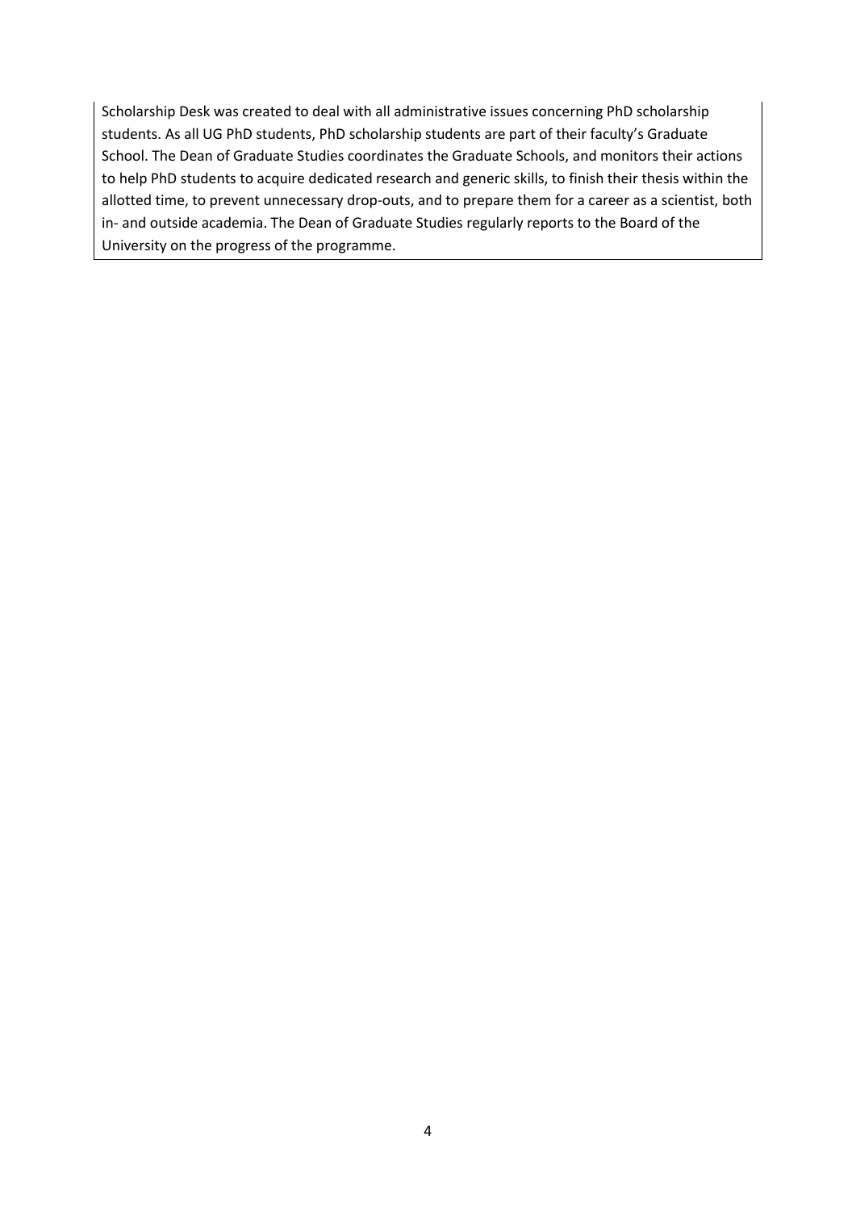Scholarship Desk was created to deal with all administrative issues concerning PhD scholarship students. As all UG PhD students, PhD scholarship students are part of their faculty's Graduate School. The Dean of Graduate Studies coordinates the Graduate Schools, and monitors their actions to help PhD students to acquire dedicated research and generic skills, to finish their thesis within the allotted time, to prevent unnecessary drop-outs, and to prepare them for a career as a scientist, both in- and outside academia. The Dean of Graduate Studies regularly reports to the Board of the University on the progress of the programme.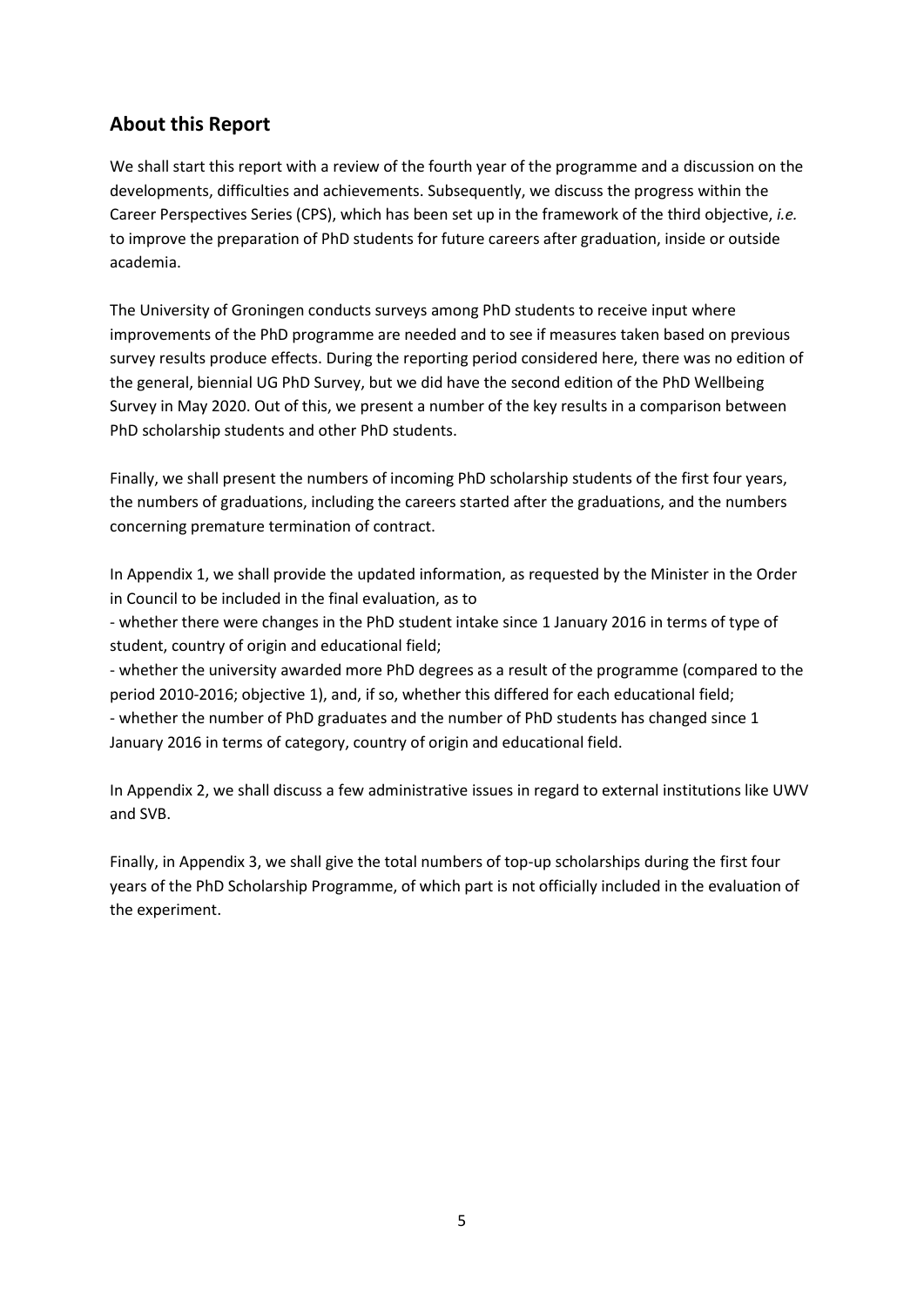## About this Report

We shall start this report with a review of the fourth year of the programme and a discussion on the developments, difficulties and achievements. Subsequently, we discuss the progress within the Career Perspectives Series (CPS), which has been set up in the framework of the third objective, *i.e.* to improve the preparation of PhD students for future careers after graduation, inside or outside academia.

The University of Groningen conducts surveys among PhD students to receive input where improvements of the PhD programme are needed and to see if measures taken based on previous survey results produce effects. During the reporting period considered here, there was no edition of the general, biennial UG PhD Survey, but we did have the second edition of the PhD Wellbeing Survey in May 2020. Out of this, we present a number of the key results in a comparison between PhD scholarship students and other PhD students.

Finally, we shall present the numbers of incoming PhD scholarship students of the first four years, the numbers of graduations, including the careers started after the graduations, and the numbers concerning premature termination of contract.

In Appendix 1, we shall provide the updated information, as requested by the Minister in the Order in Council to be included in the final evaluation, as to

- whether there were changes in the PhD student intake since 1 January 2016 in terms of type of student, country of origin and educational field;
- whether the university awarded more PhD degrees as a result of the programme (compared to the period 2010-2016; objective 1), and, if so, whether this differed for each educational field;
- whether the number of PhD graduates and the number of PhD students has changed since 1 January 2016 in terms of category, country of origin and educational field.

In Appendix 2, we shall discuss a few administrative issues in regard to external institutions like UWV and SVB.

Finally, in Appendix 3, we shall give the total numbers of top-up scholarships during the first four years of the PhD Scholarship Programme, of which part is not officially included in the evaluation of the experiment.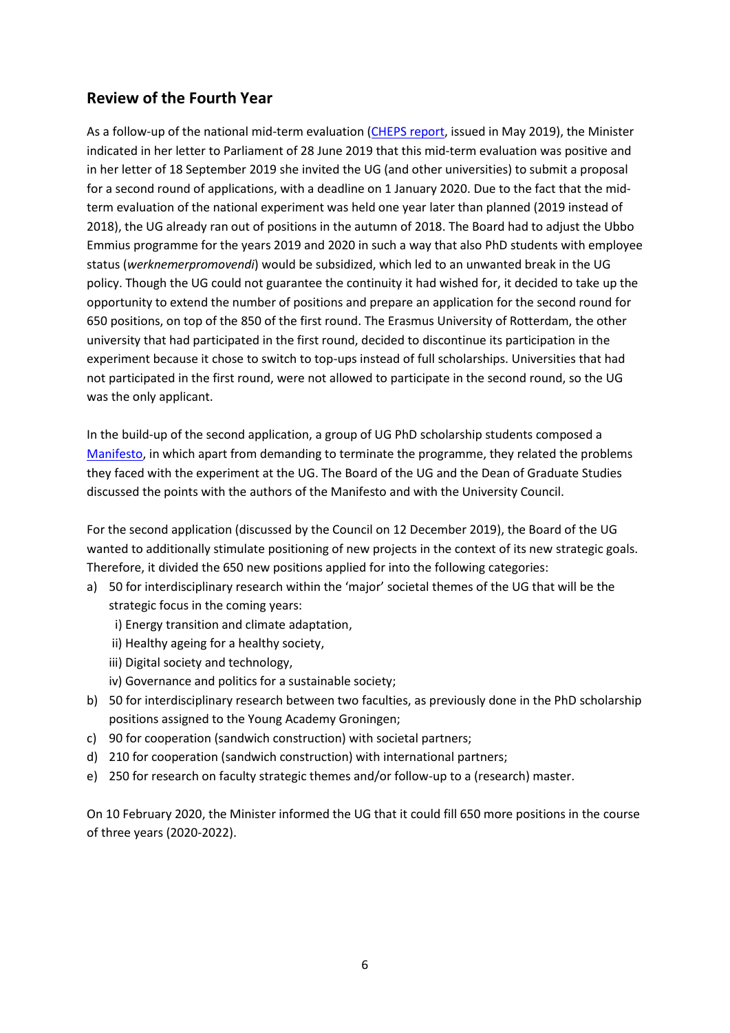## Review of the Fourth Year

As a follow-up of the national mid-term evaluation (CHEPS report, issued in May 2019), the Minister indicated in her letter to Parliament of 28 June 2019 that this mid-term evaluation was positive and in her letter of 18 September 2019 she invited the UG (and other universities) to submit a proposal for a second round of applications, with a deadline on 1 January 2020. Due to the fact that the mid-term evaluation of the national experiment was held one year later than planned (2019 instead of 2018), the UG already ran out of positions in the autumn of 2018. The Board had to adjust the Ubbo Emmius programme for the years 2019 and 2020 in such a way that also PhD students with employee status (*werknemerpromovendi*) would be subsidized, which led to an unwanted break in the UG policy. Though the UG could not guarantee the continuity it had wished for, it decided to take up the opportunity to extend the number of positions and prepare an application for the second round for 650 positions, on top of the 850 of the first round. The Erasmus University of Rotterdam, the other university that had participated in the first round, decided to discontinue its participation in the experiment because it chose to switch to top-ups instead of full scholarships. Universities that had not participated in the first round, were not allowed to participate in the second round, so the UG was the only applicant.

In the build-up of the second application, a group of UG PhD scholarship students composed a Manifesto, in which apart from demanding to terminate the programme, they related the problems they faced with the experiment at the UG. The Board of the UG and the Dean of Graduate Studies discussed the points with the authors of the Manifesto and with the University Council.

For the second application (discussed by the Council on 12 December 2019), the Board of the UG wanted to additionally stimulate positioning of new projects in the context of its new strategic goals. Therefore, it divided the 650 new positions applied for into the following categories:

a) 50 for interdisciplinary research within the 'major' societal themes of the UG that will be the strategic focus in the coming years:
   i) Energy transition and climate adaptation,
   ii) Healthy ageing for a healthy society,
   iii) Digital society and technology,
   iv) Governance and politics for a sustainable society;
b) 50 for interdisciplinary research between two faculties, as previously done in the PhD scholarship positions assigned to the Young Academy Groningen;
c) 90 for cooperation (sandwich construction) with societal partners;
d) 210 for cooperation (sandwich construction) with international partners;
e) 250 for research on faculty strategic themes and/or follow-up to a (research) master.

On 10 February 2020, the Minister informed the UG that it could fill 650 more positions in the course of three years (2020-2022).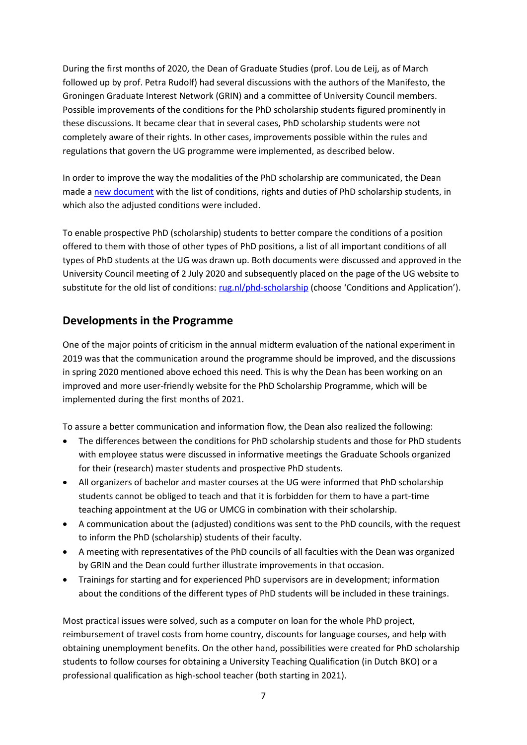During the first months of 2020, the Dean of Graduate Studies (prof. Lou de Leij, as of March followed up by prof. Petra Rudolf) had several discussions with the authors of the Manifesto, the Groningen Graduate Interest Network (GRIN) and a committee of University Council members. Possible improvements of the conditions for the PhD scholarship students figured prominently in these discussions. It became clear that in several cases, PhD scholarship students were not completely aware of their rights. In other cases, improvements possible within the rules and regulations that govern the UG programme were implemented, as described below.

In order to improve the way the modalities of the PhD scholarship are communicated, the Dean made a new document with the list of conditions, rights and duties of PhD scholarship students, in which also the adjusted conditions were included.

To enable prospective PhD (scholarship) students to better compare the conditions of a position offered to them with those of other types of PhD positions, a list of all important conditions of all types of PhD students at the UG was drawn up. Both documents were discussed and approved in the University Council meeting of 2 July 2020 and subsequently placed on the page of the UG website to substitute for the old list of conditions: rug.nl/phd-scholarship (choose 'Conditions and Application').

## Developments in the Programme

One of the major points of criticism in the annual midterm evaluation of the national experiment in 2019 was that the communication around the programme should be improved, and the discussions in spring 2020 mentioned above echoed this need. This is why the Dean has been working on an improved and more user-friendly website for the PhD Scholarship Programme, which will be implemented during the first months of 2021.

To assure a better communication and information flow, the Dean also realized the following:

- The differences between the conditions for PhD scholarship students and those for PhD students with employee status were discussed in informative meetings the Graduate Schools organized for their (research) master students and prospective PhD students.
- All organizers of bachelor and master courses at the UG were informed that PhD scholarship students cannot be obliged to teach and that it is forbidden for them to have a part-time teaching appointment at the UG or UMCG in combination with their scholarship.
- A communication about the (adjusted) conditions was sent to the PhD councils, with the request to inform the PhD (scholarship) students of their faculty.
- A meeting with representatives of the PhD councils of all faculties with the Dean was organized by GRIN and the Dean could further illustrate improvements in that occasion.
- Trainings for starting and for experienced PhD supervisors are in development; information about the conditions of the different types of PhD students will be included in these trainings.

Most practical issues were solved, such as a computer on loan for the whole PhD project, reimbursement of travel costs from home country, discounts for language courses, and help with obtaining unemployment benefits. On the other hand, possibilities were created for PhD scholarship students to follow courses for obtaining a University Teaching Qualification (in Dutch BKO) or a professional qualification as high-school teacher (both starting in 2021).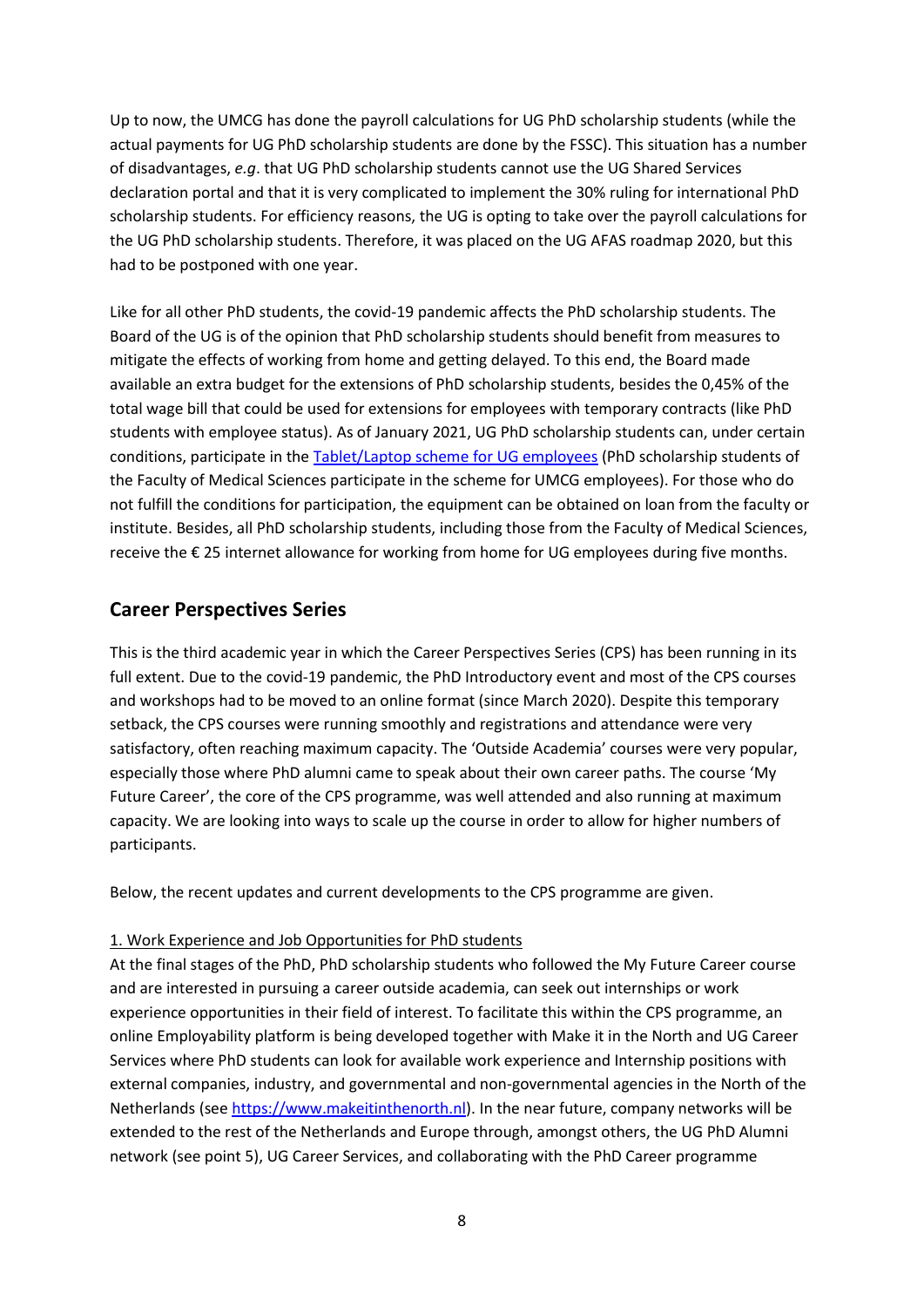Up to now, the UMCG has done the payroll calculations for UG PhD scholarship students (while the actual payments for UG PhD scholarship students are done by the FSSC). This situation has a number of disadvantages, *e.g*. that UG PhD scholarship students cannot use the UG Shared Services declaration portal and that it is very complicated to implement the 30% ruling for international PhD scholarship students. For efficiency reasons, the UG is opting to take over the payroll calculations for the UG PhD scholarship students. Therefore, it was placed on the UG AFAS roadmap 2020, but this had to be postponed with one year.

Like for all other PhD students, the covid-19 pandemic affects the PhD scholarship students. The Board of the UG is of the opinion that PhD scholarship students should benefit from measures to mitigate the effects of working from home and getting delayed. To this end, the Board made available an extra budget for the extensions of PhD scholarship students, besides the 0,45% of the total wage bill that could be used for extensions for employees with temporary contracts (like PhD students with employee status). As of January 2021, UG PhD scholarship students can, under certain conditions, participate in the Tablet/Laptop scheme for UG employees (PhD scholarship students of the Faculty of Medical Sciences participate in the scheme for UMCG employees). For those who do not fulfill the conditions for participation, the equipment can be obtained on loan from the faculty or institute. Besides, all PhD scholarship students, including those from the Faculty of Medical Sciences, receive the € 25 internet allowance for working from home for UG employees during five months.

## Career Perspectives Series

This is the third academic year in which the Career Perspectives Series (CPS) has been running in its full extent. Due to the covid-19 pandemic, the PhD Introductory event and most of the CPS courses and workshops had to be moved to an online format (since March 2020). Despite this temporary setback, the CPS courses were running smoothly and registrations and attendance were very satisfactory, often reaching maximum capacity. The 'Outside Academia' courses were very popular, especially those where PhD alumni came to speak about their own career paths. The course 'My Future Career', the core of the CPS programme, was well attended and also running at maximum capacity. We are looking into ways to scale up the course in order to allow for higher numbers of participants.

Below, the recent updates and current developments to the CPS programme are given.

1. Work Experience and Job Opportunities for PhD students

At the final stages of the PhD, PhD scholarship students who followed the My Future Career course and are interested in pursuing a career outside academia, can seek out internships or work experience opportunities in their field of interest. To facilitate this within the CPS programme, an online Employability platform is being developed together with Make it in the North and UG Career Services where PhD students can look for available work experience and Internship positions with external companies, industry, and governmental and non-governmental agencies in the North of the Netherlands (see https://www.makeitinthenorth.nl). In the near future, company networks will be extended to the rest of the Netherlands and Europe through, amongst others, the UG PhD Alumni network (see point 5), UG Career Services, and collaborating with the PhD Career programme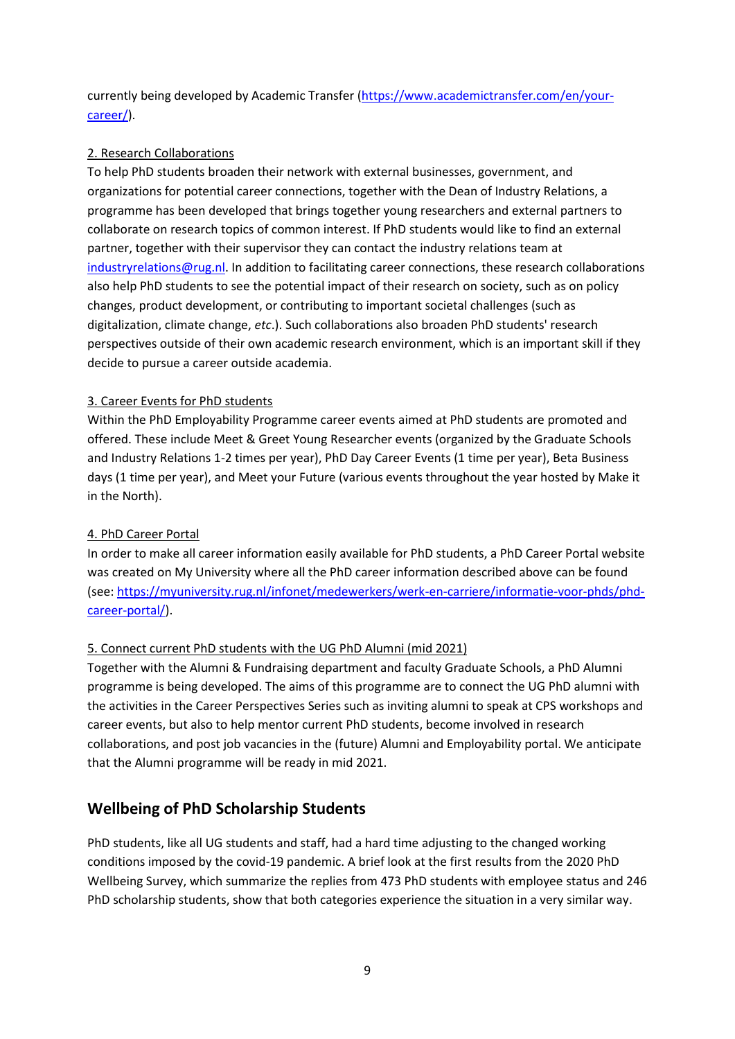currently being developed by Academic Transfer (https://www.academictransfer.com/en/your-career/).

2. Research Collaborations

To help PhD students broaden their network with external businesses, government, and organizations for potential career connections, together with the Dean of Industry Relations, a programme has been developed that brings together young researchers and external partners to collaborate on research topics of common interest. If PhD students would like to find an external partner, together with their supervisor they can contact the industry relations team at industryrelations@rug.nl. In addition to facilitating career connections, these research collaborations also help PhD students to see the potential impact of their research on society, such as on policy changes, product development, or contributing to important societal challenges (such as digitalization, climate change, *etc*.). Such collaborations also broaden PhD students' research perspectives outside of their own academic research environment, which is an important skill if they decide to pursue a career outside academia.

3. Career Events for PhD students

Within the PhD Employability Programme career events aimed at PhD students are promoted and offered. These include Meet & Greet Young Researcher events (organized by the Graduate Schools and Industry Relations 1-2 times per year), PhD Day Career Events (1 time per year), Beta Business days (1 time per year), and Meet your Future (various events throughout the year hosted by Make it in the North).

4. PhD Career Portal

In order to make all career information easily available for PhD students, a PhD Career Portal website was created on My University where all the PhD career information described above can be found (see: https://myuniversity.rug.nl/infonet/medewerkers/werk-en-carriere/informatie-voor-phds/phd-career-portal/).

5. Connect current PhD students with the UG PhD Alumni (mid 2021)

Together with the Alumni & Fundraising department and faculty Graduate Schools, a PhD Alumni programme is being developed. The aims of this programme are to connect the UG PhD alumni with the activities in the Career Perspectives Series such as inviting alumni to speak at CPS workshops and career events, but also to help mentor current PhD students, become involved in research collaborations, and post job vacancies in the (future) Alumni and Employability portal. We anticipate that the Alumni programme will be ready in mid 2021.

## Wellbeing of PhD Scholarship Students

PhD students, like all UG students and staff, had a hard time adjusting to the changed working conditions imposed by the covid-19 pandemic. A brief look at the first results from the 2020 PhD Wellbeing Survey, which summarize the replies from 473 PhD students with employee status and 246 PhD scholarship students, show that both categories experience the situation in a very similar way.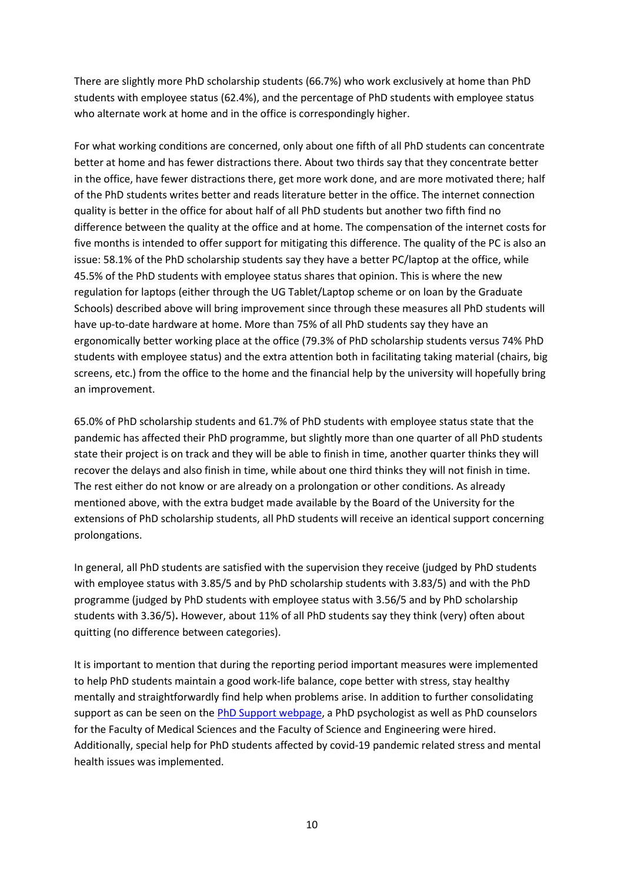There are slightly more PhD scholarship students (66.7%) who work exclusively at home than PhD students with employee status (62.4%), and the percentage of PhD students with employee status who alternate work at home and in the office is correspondingly higher.

For what working conditions are concerned, only about one fifth of all PhD students can concentrate better at home and has fewer distractions there. About two thirds say that they concentrate better in the office, have fewer distractions there, get more work done, and are more motivated there; half of the PhD students writes better and reads literature better in the office. The internet connection quality is better in the office for about half of all PhD students but another two fifth find no difference between the quality at the office and at home. The compensation of the internet costs for five months is intended to offer support for mitigating this difference. The quality of the PC is also an issue: 58.1% of the PhD scholarship students say they have a better PC/laptop at the office, while 45.5% of the PhD students with employee status shares that opinion. This is where the new regulation for laptops (either through the UG Tablet/Laptop scheme or on loan by the Graduate Schools) described above will bring improvement since through these measures all PhD students will have up-to-date hardware at home. More than 75% of all PhD students say they have an ergonomically better working place at the office (79.3% of PhD scholarship students versus 74% PhD students with employee status) and the extra attention both in facilitating taking material (chairs, big screens, etc.) from the office to the home and the financial help by the university will hopefully bring an improvement.

65.0% of PhD scholarship students and 61.7% of PhD students with employee status state that the pandemic has affected their PhD programme, but slightly more than one quarter of all PhD students state their project is on track and they will be able to finish in time, another quarter thinks they will recover the delays and also finish in time, while about one third thinks they will not finish in time. The rest either do not know or are already on a prolongation or other conditions. As already mentioned above, with the extra budget made available by the Board of the University for the extensions of PhD scholarship students, all PhD students will receive an identical support concerning prolongations.

In general, all PhD students are satisfied with the supervision they receive (judged by PhD students with employee status with 3.85/5 and by PhD scholarship students with 3.83/5) and with the PhD programme (judged by PhD students with employee status with 3.56/5 and by PhD scholarship students with 3.36/5). However, about 11% of all PhD students say they think (very) often about quitting (no difference between categories).

It is important to mention that during the reporting period important measures were implemented to help PhD students maintain a good work-life balance, cope better with stress, stay healthy mentally and straightforwardly find help when problems arise. In addition to further consolidating support as can be seen on the PhD Support webpage, a PhD psychologist as well as PhD counselors for the Faculty of Medical Sciences and the Faculty of Science and Engineering were hired. Additionally, special help for PhD students affected by covid-19 pandemic related stress and mental health issues was implemented.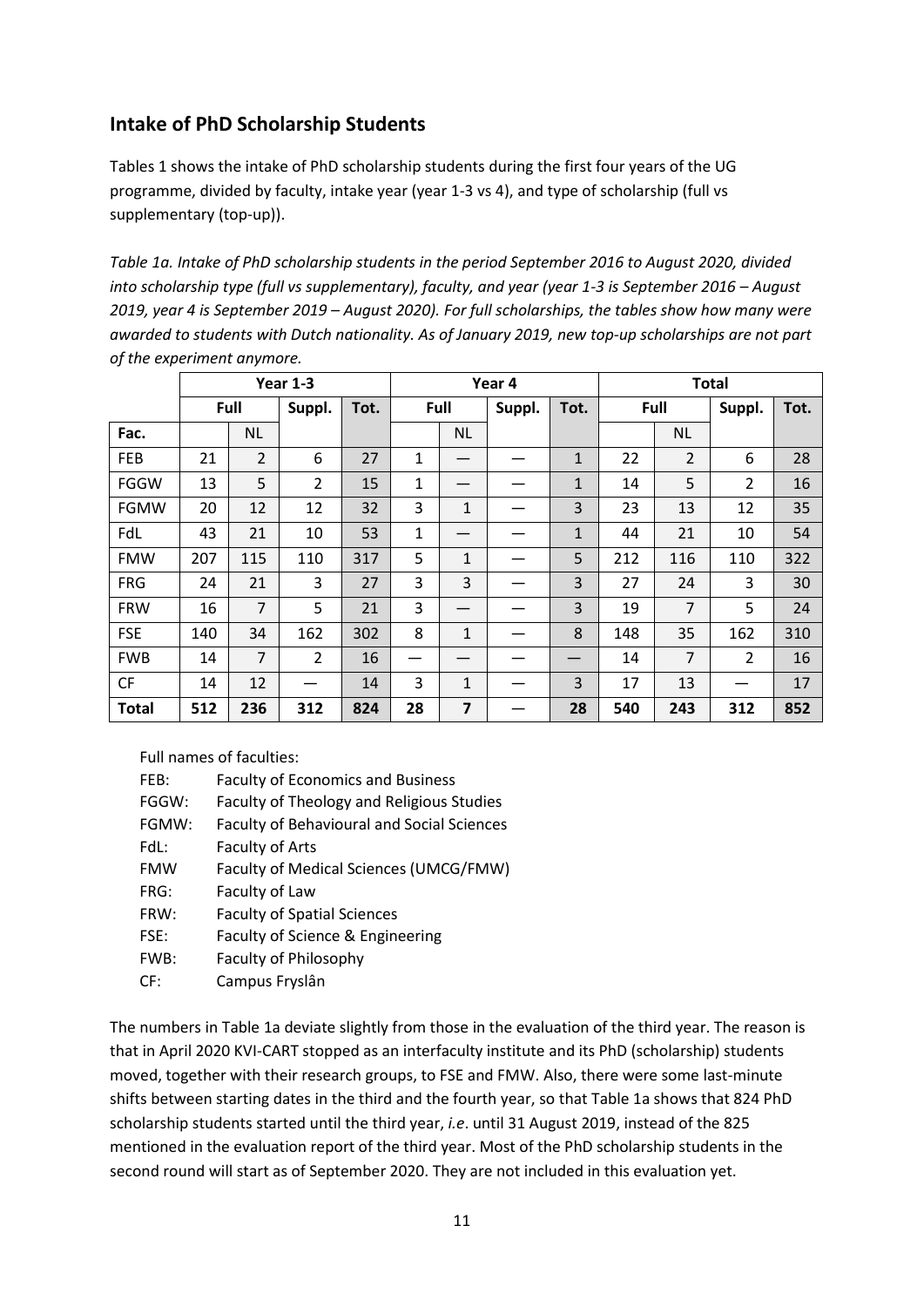## Intake of PhD Scholarship Students

Tables 1 shows the intake of PhD scholarship students during the first four years of the UG programme, divided by faculty, intake year (year 1-3 vs 4), and type of scholarship (full vs supplementary (top-up)).

*Table 1a. Intake of PhD scholarship students in the period September 2016 to August 2020, divided into scholarship type (full vs supplementary), faculty, and year (year 1-3 is September 2016 – August 2019, year 4 is September 2019 – August 2020). For full scholarships, the tables show how many were awarded to students with Dutch nationality. As of January 2019, new top-up scholarships are not part of the experiment anymore.*

| | Year 1-3 | | | | Year 4 | | | | Total | | | |
|---|---|---|---|---|---|---|---|---|---|---|---|---|
| | Full | | Suppl. | Tot. | Full | | Suppl. | Tot. | Full | | Suppl. | Tot. |
| **Fac.** | | NL | | | | NL | | | | NL | | |
| FEB | 21 | 2 | 6 | 27 | 1 | — | — | 1 | 22 | 2 | 6 | 28 |
| FGGW | 13 | 5 | 2 | 15 | 1 | — | — | 1 | 14 | 5 | 2 | 16 |
| FGMW | 20 | 12 | 12 | 32 | 3 | 1 | — | 3 | 23 | 13 | 12 | 35 |
| FdL | 43 | 21 | 10 | 53 | 1 | — | — | 1 | 44 | 21 | 10 | 54 |
| FMW | 207 | 115 | 110 | 317 | 5 | 1 | — | 5 | 212 | 116 | 110 | 322 |
| FRG | 24 | 21 | 3 | 27 | 3 | 3 | — | 3 | 27 | 24 | 3 | 30 |
| FRW | 16 | 7 | 5 | 21 | 3 | — | — | 3 | 19 | 7 | 5 | 24 |
| FSE | 140 | 34 | 162 | 302 | 8 | 1 | — | 8 | 148 | 35 | 162 | 310 |
| FWB | 14 | 7 | 2 | 16 | — | — | — | — | 14 | 7 | 2 | 16 |
| CF | 14 | 12 | — | 14 | 3 | 1 | — | 3 | 17 | 13 | — | 17 |
| **Total** | **512** | **236** | **312** | **824** | **28** | **7** | **—** | **28** | **540** | **243** | **312** | **852** |

Full names of faculties:

FEB: Faculty of Economics and Business
FGGW: Faculty of Theology and Religious Studies
FGMW: Faculty of Behavioural and Social Sciences
FdL: Faculty of Arts
FMW Faculty of Medical Sciences (UMCG/FMW)
FRG: Faculty of Law
FRW: Faculty of Spatial Sciences
FSE: Faculty of Science & Engineering
FWB: Faculty of Philosophy
CF: Campus Fryslân

The numbers in Table 1a deviate slightly from those in the evaluation of the third year. The reason is that in April 2020 KVI-CART stopped as an interfaculty institute and its PhD (scholarship) students moved, together with their research groups, to FSE and FMW. Also, there were some last-minute shifts between starting dates in the third and the fourth year, so that Table 1a shows that 824 PhD scholarship students started until the third year, *i.e*. until 31 August 2019, instead of the 825 mentioned in the evaluation report of the third year. Most of the PhD scholarship students in the second round will start as of September 2020. They are not included in this evaluation yet.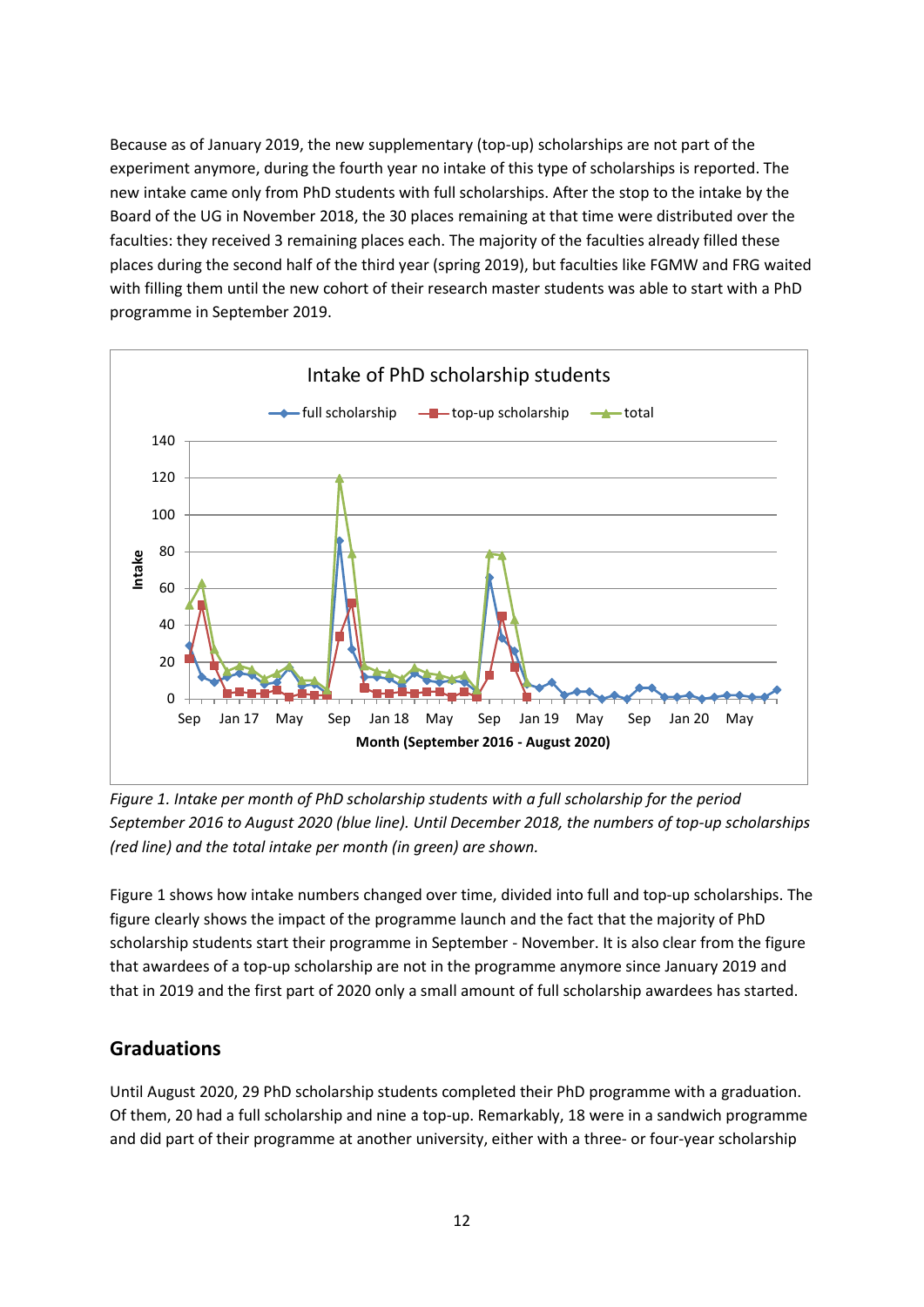Because as of January 2019, the new supplementary (top-up) scholarships are not part of the experiment anymore, during the fourth year no intake of this type of scholarships is reported. The new intake came only from PhD students with full scholarships. After the stop to the intake by the Board of the UG in November 2018, the 30 places remaining at that time were distributed over the faculties: they received 3 remaining places each. The majority of the faculties already filled these places during the second half of the third year (spring 2019), but faculties like FGMW and FRG waited with filling them until the new cohort of their research master students was able to start with a PhD programme in September 2019.

*Figure 1. Intake per month of PhD scholarship students with a full scholarship for the period September 2016 to August 2020 (blue line). Until December 2018, the numbers of top-up scholarships (red line) and the total intake per month (in green) are shown.*

Figure 1 shows how intake numbers changed over time, divided into full and top-up scholarships. The figure clearly shows the impact of the programme launch and the fact that the majority of PhD scholarship students start their programme in September - November. It is also clear from the figure that awardees of a top-up scholarship are not in the programme anymore since January 2019 and that in 2019 and the first part of 2020 only a small amount of full scholarship awardees has started.

## Graduations

Until August 2020, 29 PhD scholarship students completed their PhD programme with a graduation. Of them, 20 had a full scholarship and nine a top-up. Remarkably, 18 were in a sandwich programme and did part of their programme at another university, either with a three- or four-year scholarship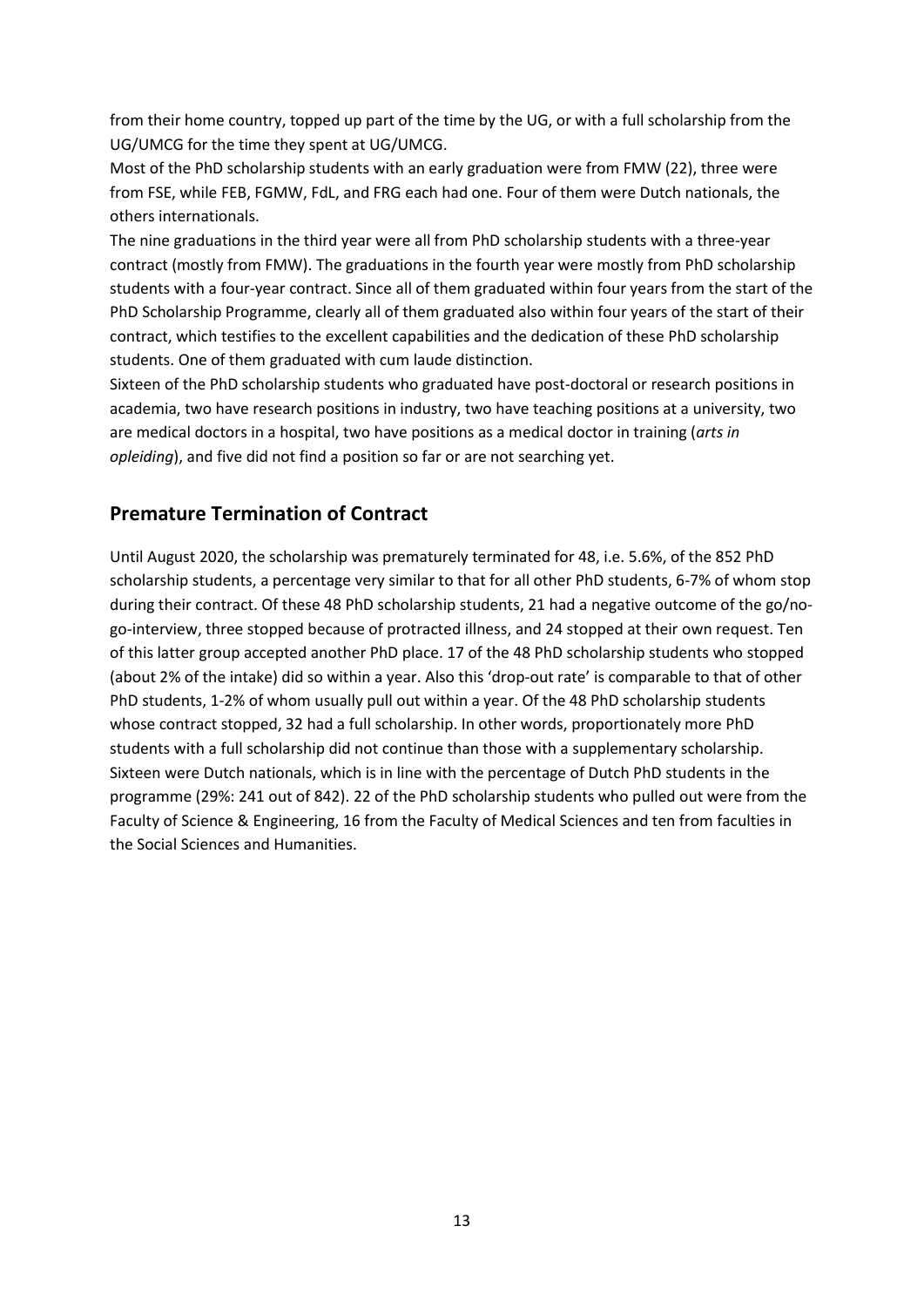from their home country, topped up part of the time by the UG, or with a full scholarship from the UG/UMCG for the time they spent at UG/UMCG.

Most of the PhD scholarship students with an early graduation were from FMW (22), three were from FSE, while FEB, FGMW, FdL, and FRG each had one. Four of them were Dutch nationals, the others internationals.

The nine graduations in the third year were all from PhD scholarship students with a three-year contract (mostly from FMW). The graduations in the fourth year were mostly from PhD scholarship students with a four-year contract. Since all of them graduated within four years from the start of the PhD Scholarship Programme, clearly all of them graduated also within four years of the start of their contract, which testifies to the excellent capabilities and the dedication of these PhD scholarship students. One of them graduated with cum laude distinction.

Sixteen of the PhD scholarship students who graduated have post-doctoral or research positions in academia, two have research positions in industry, two have teaching positions at a university, two are medical doctors in a hospital, two have positions as a medical doctor in training (*arts in opleiding*), and five did not find a position so far or are not searching yet.

## Premature Termination of Contract

Until August 2020, the scholarship was prematurely terminated for 48, i.e. 5.6%, of the 852 PhD scholarship students, a percentage very similar to that for all other PhD students, 6-7% of whom stop during their contract. Of these 48 PhD scholarship students, 21 had a negative outcome of the go/no-go-interview, three stopped because of protracted illness, and 24 stopped at their own request. Ten of this latter group accepted another PhD place. 17 of the 48 PhD scholarship students who stopped (about 2% of the intake) did so within a year. Also this 'drop-out rate' is comparable to that of other PhD students, 1-2% of whom usually pull out within a year. Of the 48 PhD scholarship students whose contract stopped, 32 had a full scholarship. In other words, proportionately more PhD students with a full scholarship did not continue than those with a supplementary scholarship. Sixteen were Dutch nationals, which is in line with the percentage of Dutch PhD students in the programme (29%: 241 out of 842). 22 of the PhD scholarship students who pulled out were from the Faculty of Science & Engineering, 16 from the Faculty of Medical Sciences and ten from faculties in the Social Sciences and Humanities.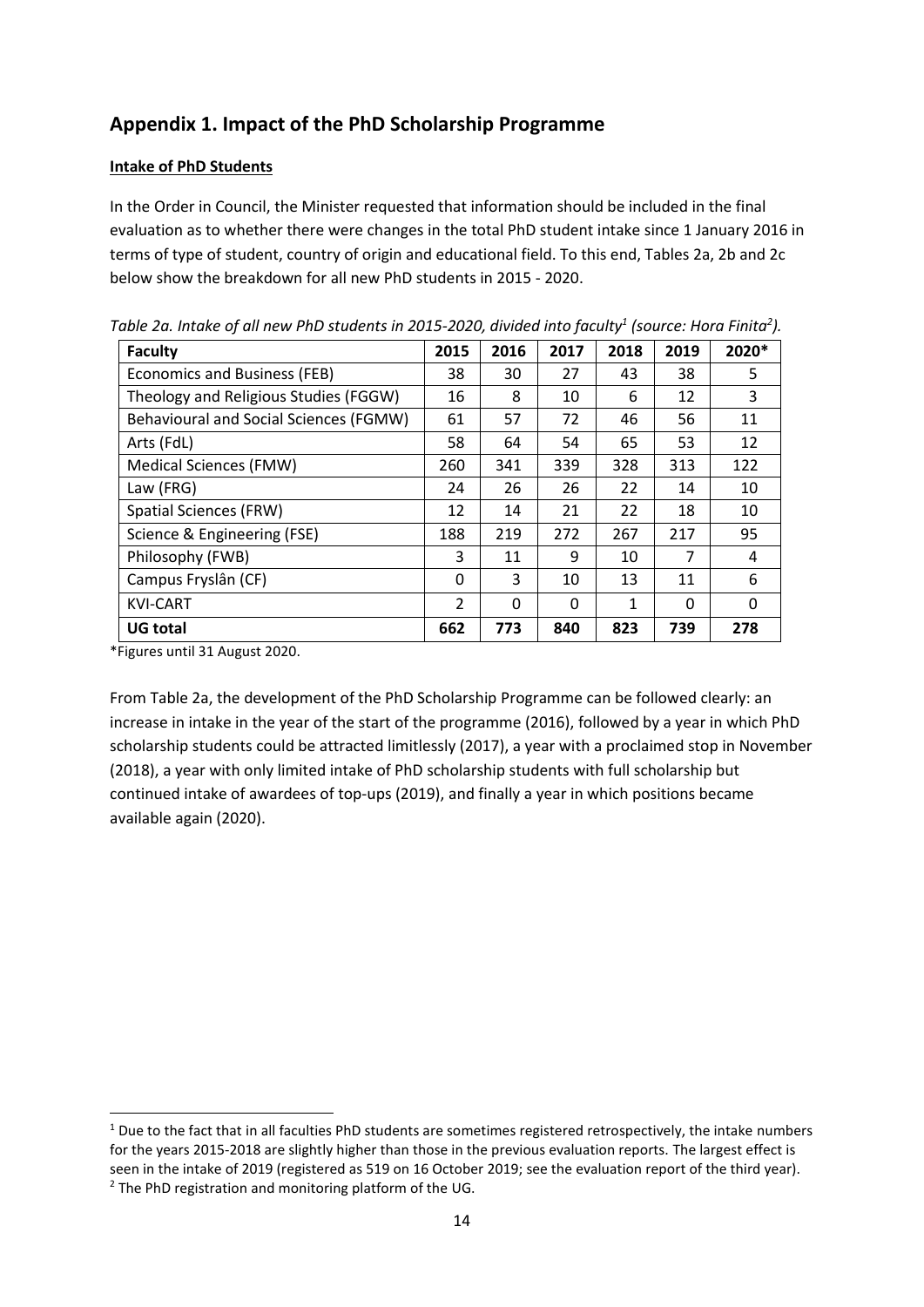## Appendix 1. Impact of the PhD Scholarship Programme

**Intake of PhD Students**

In the Order in Council, the Minister requested that information should be included in the final evaluation as to whether there were changes in the total PhD student intake since 1 January 2016 in terms of type of student, country of origin and educational field. To this end, Tables 2a, 2b and 2c below show the breakdown for all new PhD students in 2015 - 2020.

*Table 2a. Intake of all new PhD students in 2015-2020, divided into faculty[1] (source: Hora Finita[2]).*

| Faculty | 2015 | 2016 | 2017 | 2018 | 2019 | 2020* |
|---|---|---|---|---|---|---|
| Economics and Business (FEB) | 38 | 30 | 27 | 43 | 38 | 5 |
| Theology and Religious Studies (FGGW) | 16 | 8 | 10 | 6 | 12 | 3 |
| Behavioural and Social Sciences (FGMW) | 61 | 57 | 72 | 46 | 56 | 11 |
| Arts (FdL) | 58 | 64 | 54 | 65 | 53 | 12 |
| Medical Sciences (FMW) | 260 | 341 | 339 | 328 | 313 | 122 |
| Law (FRG) | 24 | 26 | 26 | 22 | 14 | 10 |
| Spatial Sciences (FRW) | 12 | 14 | 21 | 22 | 18 | 10 |
| Science & Engineering (FSE) | 188 | 219 | 272 | 267 | 217 | 95 |
| Philosophy (FWB) | 3 | 11 | 9 | 10 | 7 | 4 |
| Campus Fryslân (CF) | 0 | 3 | 10 | 13 | 11 | 6 |
| KVI-CART | 2 | 0 | 0 | 1 | 0 | 0 |
| **UG total** | **662** | **773** | **840** | **823** | **739** | **278** |

*Figures until 31 August 2020.

From Table 2a, the development of the PhD Scholarship Programme can be followed clearly: an increase in intake in the year of the start of the programme (2016), followed by a year in which PhD scholarship students could be attracted limitlessly (2017), a year with a proclaimed stop in November (2018), a year with only limited intake of PhD scholarship students with full scholarship but continued intake of awardees of top-ups (2019), and finally a year in which positions became available again (2020).

[1] Due to the fact that in all faculties PhD students are sometimes registered retrospectively, the intake numbers for the years 2015-2018 are slightly higher than those in the previous evaluation reports. The largest effect is seen in the intake of 2019 (registered as 519 on 16 October 2019; see the evaluation report of the third year).

[2] The PhD registration and monitoring platform of the UG.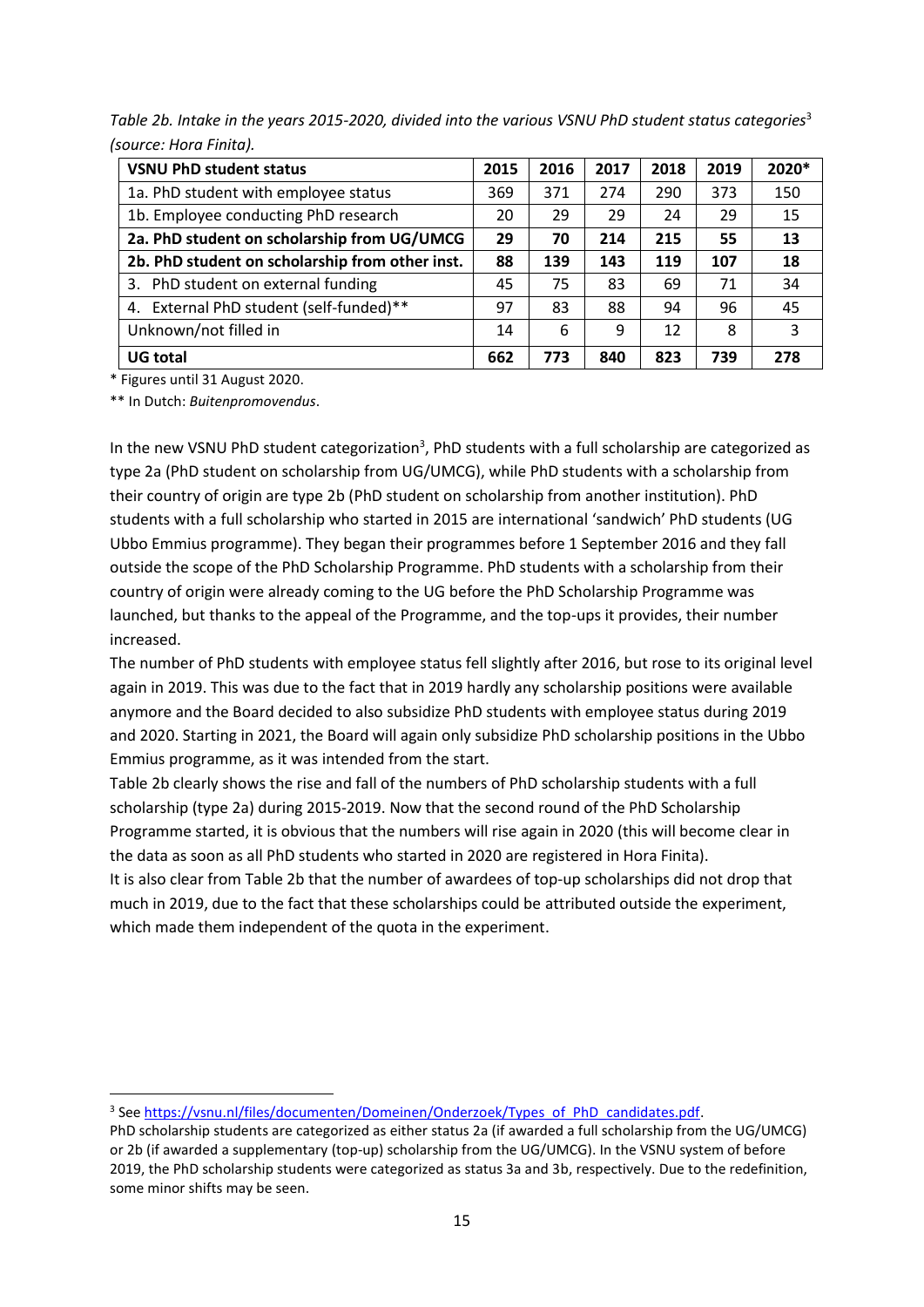*Table 2b. Intake in the years 2015-2020, divided into the various VSNU PhD student status categories*[3] *(source: Hora Finita).*

| **VSNU PhD student status** | **2015** | **2016** | **2017** | **2018** | **2019** | **2020*** |
|---|---|---|---|---|---|---|
| 1a. PhD student with employee status | 369 | 371 | 274 | 290 | 373 | 150 |
| 1b. Employee conducting PhD research | 20 | 29 | 29 | 24 | 29 | 15 |
| **2a. PhD student on scholarship from UG/UMCG** | **29** | **70** | **214** | **215** | **55** | **13** |
| **2b. PhD student on scholarship from other inst.** | **88** | **139** | **143** | **119** | **107** | **18** |
| 3. PhD student on external funding | 45 | 75 | 83 | 69 | 71 | 34 |
| 4. External PhD student (self-funded)** | 97 | 83 | 88 | 94 | 96 | 45 |
| Unknown/not filled in | 14 | 6 | 9 | 12 | 8 | 3 |
| **UG total** | **662** | **773** | **840** | **823** | **739** | **278** |

* Figures until 31 August 2020.

** In Dutch: *Buitenpromovendus*.

In the new VSNU PhD student categorization[3], PhD students with a full scholarship are categorized as type 2a (PhD student on scholarship from UG/UMCG), while PhD students with a scholarship from their country of origin are type 2b (PhD student on scholarship from another institution). PhD students with a full scholarship who started in 2015 are international 'sandwich' PhD students (UG Ubbo Emmius programme). They began their programmes before 1 September 2016 and they fall outside the scope of the PhD Scholarship Programme. PhD students with a scholarship from their country of origin were already coming to the UG before the PhD Scholarship Programme was launched, but thanks to the appeal of the Programme, and the top-ups it provides, their number increased.

The number of PhD students with employee status fell slightly after 2016, but rose to its original level again in 2019. This was due to the fact that in 2019 hardly any scholarship positions were available anymore and the Board decided to also subsidize PhD students with employee status during 2019 and 2020. Starting in 2021, the Board will again only subsidize PhD scholarship positions in the Ubbo Emmius programme, as it was intended from the start.

Table 2b clearly shows the rise and fall of the numbers of PhD scholarship students with a full scholarship (type 2a) during 2015-2019. Now that the second round of the PhD Scholarship Programme started, it is obvious that the numbers will rise again in 2020 (this will become clear in the data as soon as all PhD students who started in 2020 are registered in Hora Finita).

It is also clear from Table 2b that the number of awardees of top-up scholarships did not drop that much in 2019, due to the fact that these scholarships could be attributed outside the experiment, which made them independent of the quota in the experiment.

[3] See https://vsnu.nl/files/documenten/Domeinen/Onderzoek/Types_of_PhD_candidates.pdf.
PhD scholarship students are categorized as either status 2a (if awarded a full scholarship from the UG/UMCG) or 2b (if awarded a supplementary (top-up) scholarship from the UG/UMCG). In the VSNU system of before 2019, the PhD scholarship students were categorized as status 3a and 3b, respectively. Due to the redefinition, some minor shifts may be seen.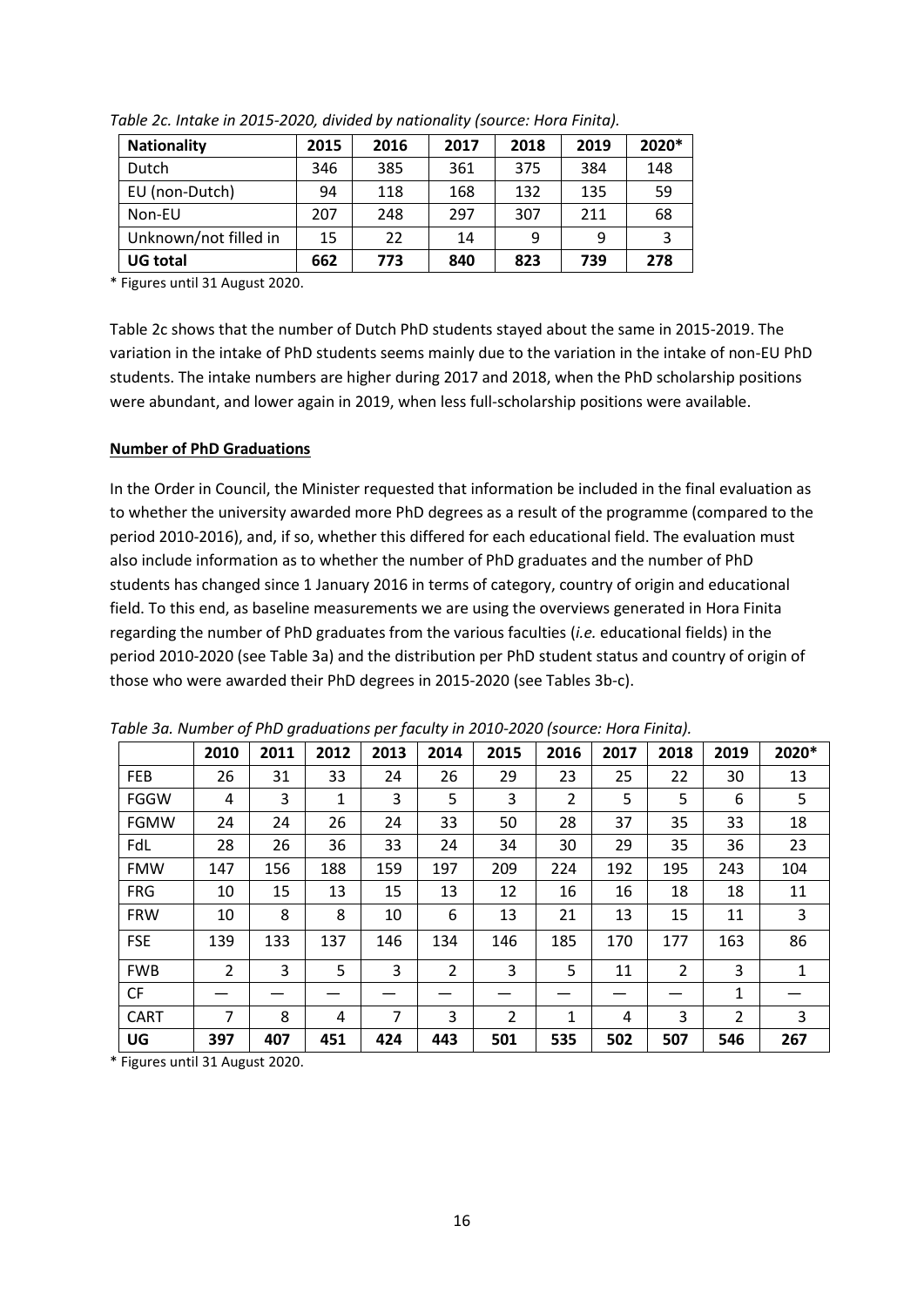*Table 2c. Intake in 2015-2020, divided by nationality (source: Hora Finita).*

| Nationality | 2015 | 2016 | 2017 | 2018 | 2019 | 2020* |
|---|---|---|---|---|---|---|
| Dutch | 346 | 385 | 361 | 375 | 384 | 148 |
| EU (non-Dutch) | 94 | 118 | 168 | 132 | 135 | 59 |
| Non-EU | 207 | 248 | 297 | 307 | 211 | 68 |
| Unknown/not filled in | 15 | 22 | 14 | 9 | 9 | 3 |
| **UG total** | **662** | **773** | **840** | **823** | **739** | **278** |

* Figures until 31 August 2020.

Table 2c shows that the number of Dutch PhD students stayed about the same in 2015-2019. The variation in the intake of PhD students seems mainly due to the variation in the intake of non-EU PhD students. The intake numbers are higher during 2017 and 2018, when the PhD scholarship positions were abundant, and lower again in 2019, when less full-scholarship positions were available.

**Number of PhD Graduations**

In the Order in Council, the Minister requested that information be included in the final evaluation as to whether the university awarded more PhD degrees as a result of the programme (compared to the period 2010-2016), and, if so, whether this differed for each educational field. The evaluation must also include information as to whether the number of PhD graduates and the number of PhD students has changed since 1 January 2016 in terms of category, country of origin and educational field. To this end, as baseline measurements we are using the overviews generated in Hora Finita regarding the number of PhD graduates from the various faculties (*i.e.* educational fields) in the period 2010-2020 (see Table 3a) and the distribution per PhD student status and country of origin of those who were awarded their PhD degrees in 2015-2020 (see Tables 3b-c).

*Table 3a. Number of PhD graduations per faculty in 2010-2020 (source: Hora Finita).*

| | 2010 | 2011 | 2012 | 2013 | 2014 | 2015 | 2016 | 2017 | 2018 | 2019 | 2020* |
|---|---|---|---|---|---|---|---|---|---|---|---|
| FEB | 26 | 31 | 33 | 24 | 26 | 29 | 23 | 25 | 22 | 30 | 13 |
| FGGW | 4 | 3 | 1 | 3 | 5 | 3 | 2 | 5 | 5 | 6 | 5 |
| FGMW | 24 | 24 | 26 | 24 | 33 | 50 | 28 | 37 | 35 | 33 | 18 |
| FdL | 28 | 26 | 36 | 33 | 24 | 34 | 30 | 29 | 35 | 36 | 23 |
| FMW | 147 | 156 | 188 | 159 | 197 | 209 | 224 | 192 | 195 | 243 | 104 |
| FRG | 10 | 15 | 13 | 15 | 13 | 12 | 16 | 16 | 18 | 18 | 11 |
| FRW | 10 | 8 | 8 | 10 | 6 | 13 | 21 | 13 | 15 | 11 | 3 |
| FSE | 139 | 133 | 137 | 146 | 134 | 146 | 185 | 170 | 177 | 163 | 86 |
| FWB | 2 | 3 | 5 | 3 | 2 | 3 | 5 | 11 | 2 | 3 | 1 |
| CF | — | — | — | — | — | — | — | — | — | 1 | — |
| CART | 7 | 8 | 4 | 7 | 3 | 2 | 1 | 4 | 3 | 2 | 3 |
| **UG** | **397** | **407** | **451** | **424** | **443** | **501** | **535** | **502** | **507** | **546** | **267** |

* Figures until 31 August 2020.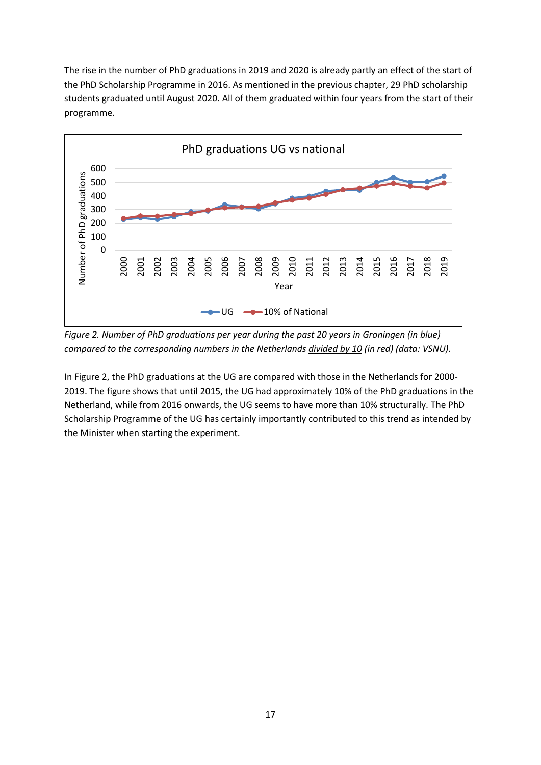The rise in the number of PhD graduations in 2019 and 2020 is already partly an effect of the start of the PhD Scholarship Programme in 2016. As mentioned in the previous chapter, 29 PhD scholarship students graduated until August 2020. All of them graduated within four years from the start of their programme.

*Figure 2. Number of PhD graduations per year during the past 20 years in Groningen (in blue) compared to the corresponding numbers in the Netherlands divided by 10 (in red) (data: VSNU).*

In Figure 2, the PhD graduations at the UG are compared with those in the Netherlands for 2000-2019. The figure shows that until 2015, the UG had approximately 10% of the PhD graduations in the Netherland, while from 2016 onwards, the UG seems to have more than 10% structurally. The PhD Scholarship Programme of the UG has certainly importantly contributed to this trend as intended by the Minister when starting the experiment.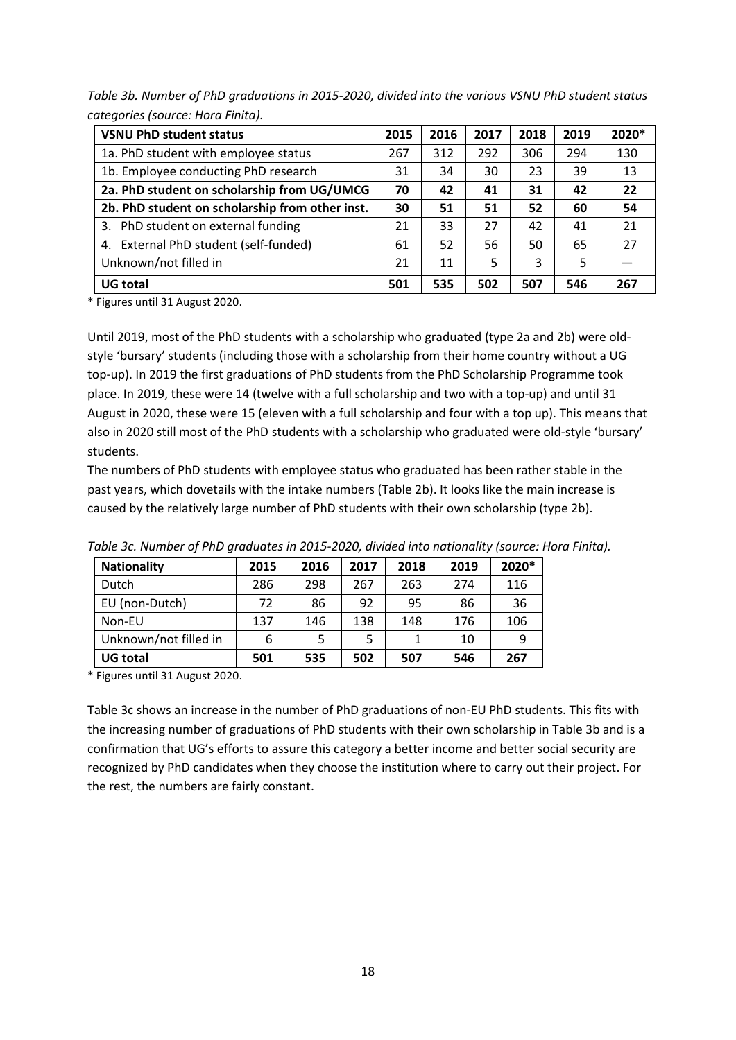*Table 3b. Number of PhD graduations in 2015-2020, divided into the various VSNU PhD student status categories (source: Hora Finita).*

| VSNU PhD student status | 2015 | 2016 | 2017 | 2018 | 2019 | 2020* |
|---|---|---|---|---|---|---|
| 1a. PhD student with employee status | 267 | 312 | 292 | 306 | 294 | 130 |
| 1b. Employee conducting PhD research | 31 | 34 | 30 | 23 | 39 | 13 |
| **2a. PhD student on scholarship from UG/UMCG** | **70** | **42** | **41** | **31** | **42** | **22** |
| **2b. PhD student on scholarship from other inst.** | **30** | **51** | **51** | **52** | **60** | **54** |
| 3. PhD student on external funding | 21 | 33 | 27 | 42 | 41 | 21 |
| 4. External PhD student (self-funded) | 61 | 52 | 56 | 50 | 65 | 27 |
| Unknown/not filled in | 21 | 11 | 5 | 3 | 5 | — |
| **UG total** | **501** | **535** | **502** | **507** | **546** | **267** |

\* Figures until 31 August 2020.

Until 2019, most of the PhD students with a scholarship who graduated (type 2a and 2b) were old-style 'bursary' students (including those with a scholarship from their home country without a UG top-up). In 2019 the first graduations of PhD students from the PhD Scholarship Programme took place. In 2019, these were 14 (twelve with a full scholarship and two with a top-up) and until 31 August in 2020, these were 15 (eleven with a full scholarship and four with a top up). This means that also in 2020 still most of the PhD students with a scholarship who graduated were old-style 'bursary' students.

The numbers of PhD students with employee status who graduated has been rather stable in the past years, which dovetails with the intake numbers (Table 2b). It looks like the main increase is caused by the relatively large number of PhD students with their own scholarship (type 2b).

*Table 3c. Number of PhD graduates in 2015-2020, divided into nationality (source: Hora Finita).*

| Nationality | 2015 | 2016 | 2017 | 2018 | 2019 | 2020* |
|---|---|---|---|---|---|---|
| Dutch | 286 | 298 | 267 | 263 | 274 | 116 |
| EU (non-Dutch) | 72 | 86 | 92 | 95 | 86 | 36 |
| Non-EU | 137 | 146 | 138 | 148 | 176 | 106 |
| Unknown/not filled in | 6 | 5 | 5 | 1 | 10 | 9 |
| **UG total** | **501** | **535** | **502** | **507** | **546** | **267** |

\* Figures until 31 August 2020.

Table 3c shows an increase in the number of PhD graduations of non-EU PhD students. This fits with the increasing number of graduations of PhD students with their own scholarship in Table 3b and is a confirmation that UG's efforts to assure this category a better income and better social security are recognized by PhD candidates when they choose the institution where to carry out their project. For the rest, the numbers are fairly constant.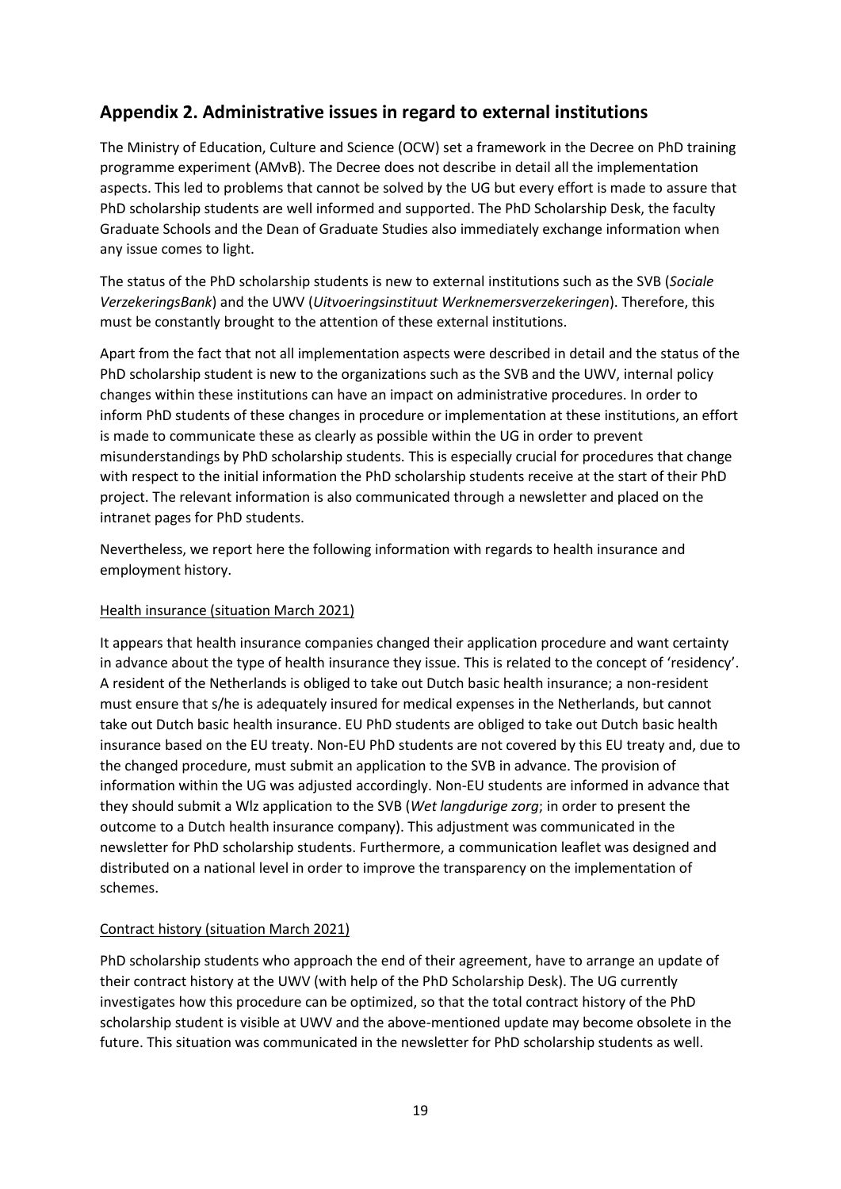## Appendix 2. Administrative issues in regard to external institutions

The Ministry of Education, Culture and Science (OCW) set a framework in the Decree on PhD training programme experiment (AMvB). The Decree does not describe in detail all the implementation aspects. This led to problems that cannot be solved by the UG but every effort is made to assure that PhD scholarship students are well informed and supported. The PhD Scholarship Desk, the faculty Graduate Schools and the Dean of Graduate Studies also immediately exchange information when any issue comes to light.

The status of the PhD scholarship students is new to external institutions such as the SVB (*Sociale VerzekeringsBank*) and the UWV (*Uitvoeringsinstituut Werknemersverzekeringen*). Therefore, this must be constantly brought to the attention of these external institutions.

Apart from the fact that not all implementation aspects were described in detail and the status of the PhD scholarship student is new to the organizations such as the SVB and the UWV, internal policy changes within these institutions can have an impact on administrative procedures. In order to inform PhD students of these changes in procedure or implementation at these institutions, an effort is made to communicate these as clearly as possible within the UG in order to prevent misunderstandings by PhD scholarship students. This is especially crucial for procedures that change with respect to the initial information the PhD scholarship students receive at the start of their PhD project. The relevant information is also communicated through a newsletter and placed on the intranet pages for PhD students.

Nevertheless, we report here the following information with regards to health insurance and employment history.

<u>Health insurance (situation March 2021)</u>

It appears that health insurance companies changed their application procedure and want certainty in advance about the type of health insurance they issue. This is related to the concept of 'residency'. A resident of the Netherlands is obliged to take out Dutch basic health insurance; a non-resident must ensure that s/he is adequately insured for medical expenses in the Netherlands, but cannot take out Dutch basic health insurance. EU PhD students are obliged to take out Dutch basic health insurance based on the EU treaty. Non-EU PhD students are not covered by this EU treaty and, due to the changed procedure, must submit an application to the SVB in advance. The provision of information within the UG was adjusted accordingly. Non-EU students are informed in advance that they should submit a Wlz application to the SVB (*Wet langdurige zorg*; in order to present the outcome to a Dutch health insurance company). This adjustment was communicated in the newsletter for PhD scholarship students. Furthermore, a communication leaflet was designed and distributed on a national level in order to improve the transparency on the implementation of schemes.

<u>Contract history (situation March 2021)</u>

PhD scholarship students who approach the end of their agreement, have to arrange an update of their contract history at the UWV (with help of the PhD Scholarship Desk). The UG currently investigates how this procedure can be optimized, so that the total contract history of the PhD scholarship student is visible at UWV and the above-mentioned update may become obsolete in the future. This situation was communicated in the newsletter for PhD scholarship students as well.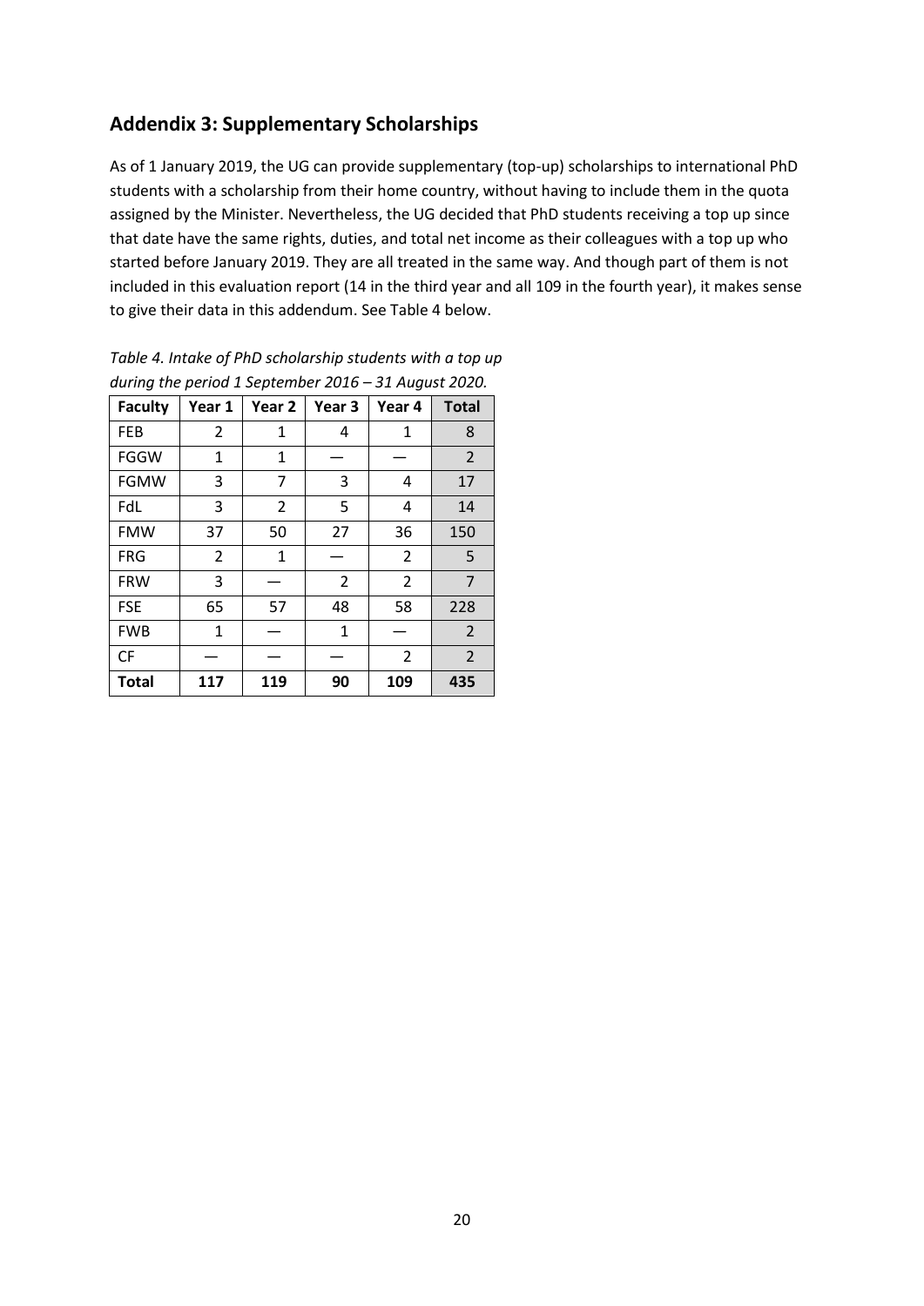## Addendix 3: Supplementary Scholarships

As of 1 January 2019, the UG can provide supplementary (top-up) scholarships to international PhD students with a scholarship from their home country, without having to include them in the quota assigned by the Minister. Nevertheless, the UG decided that PhD students receiving a top up since that date have the same rights, duties, and total net income as their colleagues with a top up who started before January 2019. They are all treated in the same way. And though part of them is not included in this evaluation report (14 in the third year and all 109 in the fourth year), it makes sense to give their data in this addendum. See Table 4 below.

*Table 4. Intake of PhD scholarship students with a top up during the period 1 September 2016 – 31 August 2020.*

| Faculty | Year 1 | Year 2 | Year 3 | Year 4 | Total |
|---|---|---|---|---|---|
| FEB | 2 | 1 | 4 | 1 | 8 |
| FGGW | 1 | 1 | — | — | 2 |
| FGMW | 3 | 7 | 3 | 4 | 17 |
| FdL | 3 | 2 | 5 | 4 | 14 |
| FMW | 37 | 50 | 27 | 36 | 150 |
| FRG | 2 | 1 | — | 2 | 5 |
| FRW | 3 | — | 2 | 2 | 7 |
| FSE | 65 | 57 | 48 | 58 | 228 |
| FWB | 1 | — | 1 | — | 2 |
| CF | — | — | — | 2 | 2 |
| **Total** | **117** | **119** | **90** | **109** | **435** |